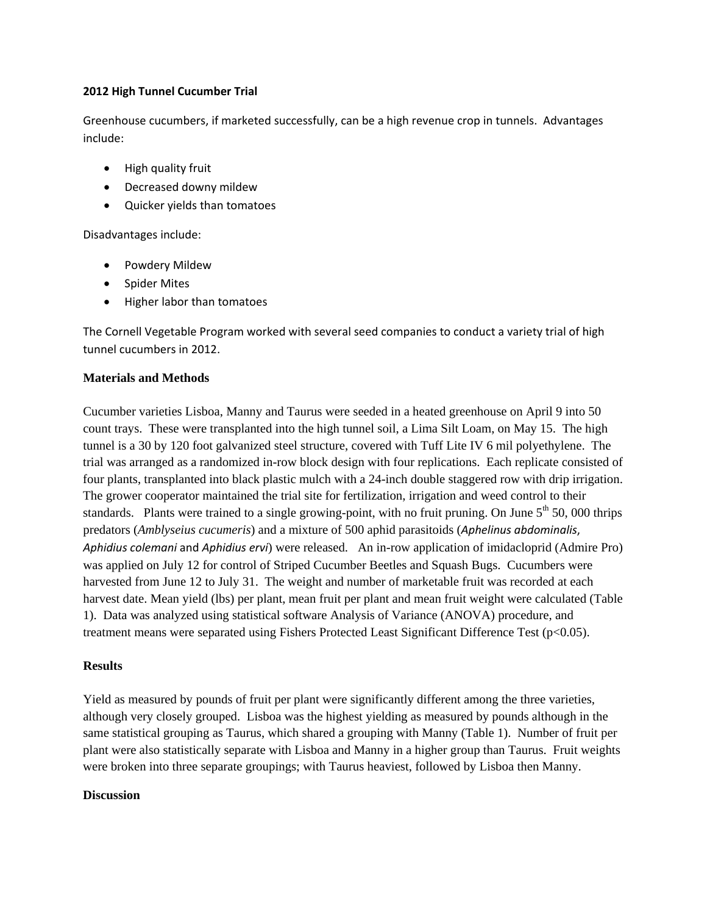**2012 High Tunnel Cucumber Trial**

Greenhouse cucumbers, if marketed successfully, can be a high revenue crop in tunnels. Advantages include:

- High quality fruit
- Decreased downy mildew
- Quicker yields than tomatoes

Disadvantages include:

- Powdery Mildew
- Spider Mites
- Higher labor than tomatoes

The Cornell Vegetable Program worked with several seed companies to conduct a variety trial of high tunnel cucumbers in 2012.

**Materials and Methods**

Cucumber varieties Lisboa, Manny and Taurus were seeded in a heated greenhouse on April 9 into 50 count trays. These were transplanted into the high tunnel soil, a Lima Silt Loam, on May 15. The high tunnel is a 30 by 120 foot galvanized steel structure, covered with Tuff Lite IV 6 mil polyethylene. The trial was arranged as a randomized in-row block design with four replications. Each replicate consisted of four plants, transplanted into black plastic mulch with a 24-inch double staggered row with drip irrigation. The grower cooperator maintained the trial site for fertilization, irrigation and weed control to their standards. Plants were trained to a single growing-point, with no fruit pruning. On June 5th 50, 000 thrips predators (*Amblyseius cucumeris*) and a mixture of 500 aphid parasitoids (*Aphelinus abdominalis*, *Aphidius colemani* and *Aphidius ervi*) were released. An in-row application of imidacloprid (Admire Pro) was applied on July 12 for control of Striped Cucumber Beetles and Squash Bugs. Cucumbers were harvested from June 12 to July 31. The weight and number of marketable fruit was recorded at each harvest date. Mean yield (lbs) per plant, mean fruit per plant and mean fruit weight were calculated (Table 1). Data was analyzed using statistical software Analysis of Variance (ANOVA) procedure, and treatment means were separated using Fishers Protected Least Significant Difference Test ($p<0.05$).

**Results**

Yield as measured by pounds of fruit per plant were significantly different among the three varieties, although very closely grouped. Lisboa was the highest yielding as measured by pounds although in the same statistical grouping as Taurus, which shared a grouping with Manny (Table 1). Number of fruit per plant were also statistically separate with Lisboa and Manny in a higher group than Taurus. Fruit weights were broken into three separate groupings; with Taurus heaviest, followed by Lisboa then Manny.

**Discussion**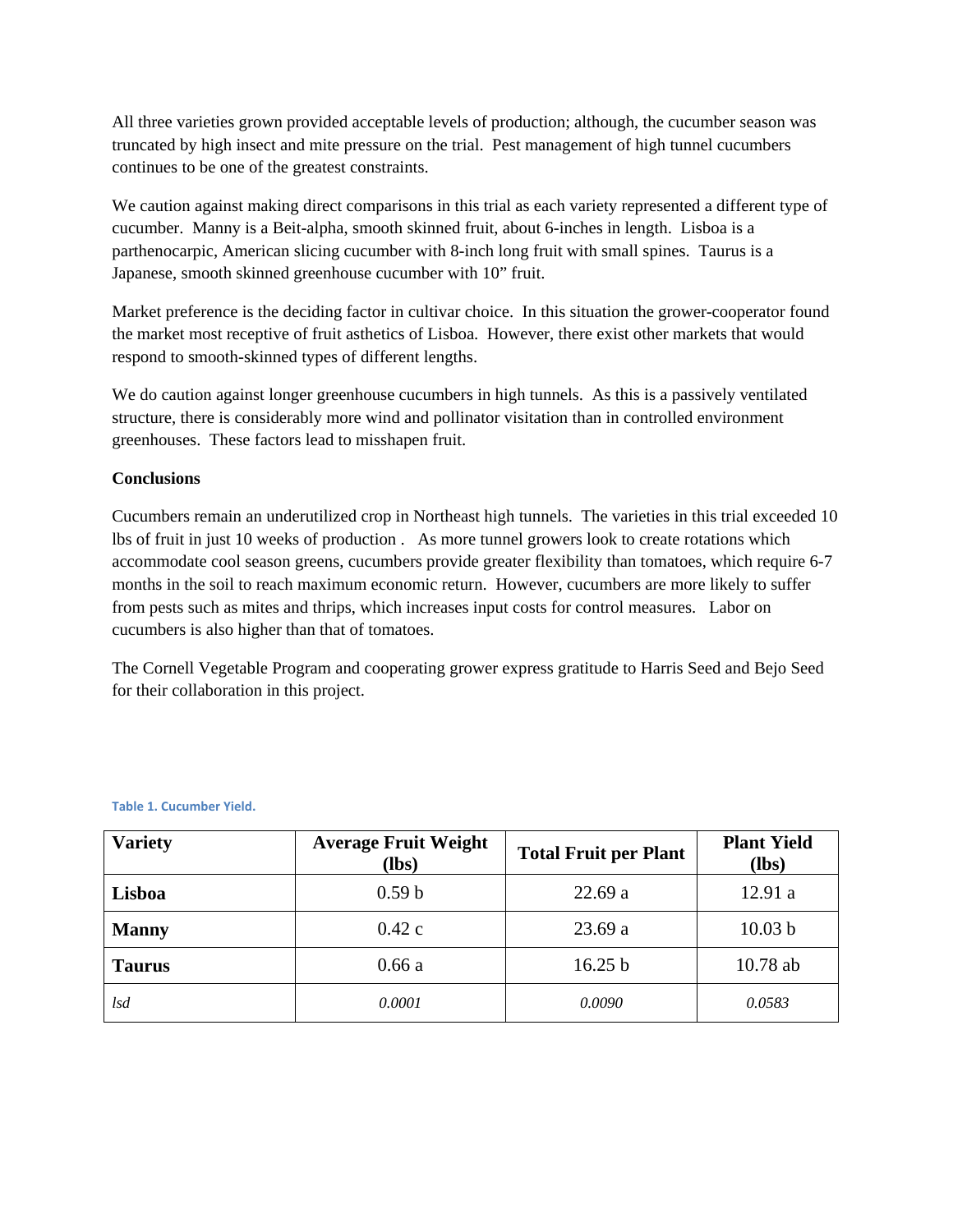All three varieties grown provided acceptable levels of production; although, the cucumber season was truncated by high insect and mite pressure on the trial. Pest management of high tunnel cucumbers continues to be one of the greatest constraints.

We caution against making direct comparisons in this trial as each variety represented a different type of cucumber. Manny is a Beit-alpha, smooth skinned fruit, about 6-inches in length. Lisboa is a parthenocarpic, American slicing cucumber with 8-inch long fruit with small spines. Taurus is a Japanese, smooth skinned greenhouse cucumber with 10" fruit.

Market preference is the deciding factor in cultivar choice. In this situation the grower-cooperator found the market most receptive of fruit asthetics of Lisboa. However, there exist other markets that would respond to smooth-skinned types of different lengths.

We do caution against longer greenhouse cucumbers in high tunnels. As this is a passively ventilated structure, there is considerably more wind and pollinator visitation than in controlled environment greenhouses. These factors lead to misshapen fruit.

**Conclusions**

Cucumbers remain an underutilized crop in Northeast high tunnels. The varieties in this trial exceeded 10 lbs of fruit in just 10 weeks of production . As more tunnel growers look to create rotations which accommodate cool season greens, cucumbers provide greater flexibility than tomatoes, which require 6-7 months in the soil to reach maximum economic return. However, cucumbers are more likely to suffer from pests such as mites and thrips, which increases input costs for control measures. Labor on cucumbers is also higher than that of tomatoes.

The Cornell Vegetable Program and cooperating grower express gratitude to Harris Seed and Bejo Seed for their collaboration in this project.

**Table 1. Cucumber Yield.**

| Variety | Average Fruit Weight (lbs) | Total Fruit per Plant | Plant Yield (lbs) |
|---|---|---|---|
| **Lisboa** | 0.59 b | 22.69 a | 12.91 a |
| **Manny** | 0.42 c | 23.69 a | 10.03 b |
| **Taurus** | 0.66 a | 16.25 b | 10.78 ab |
| *lsd* | *0.0001* | *0.0090* | *0.0583* |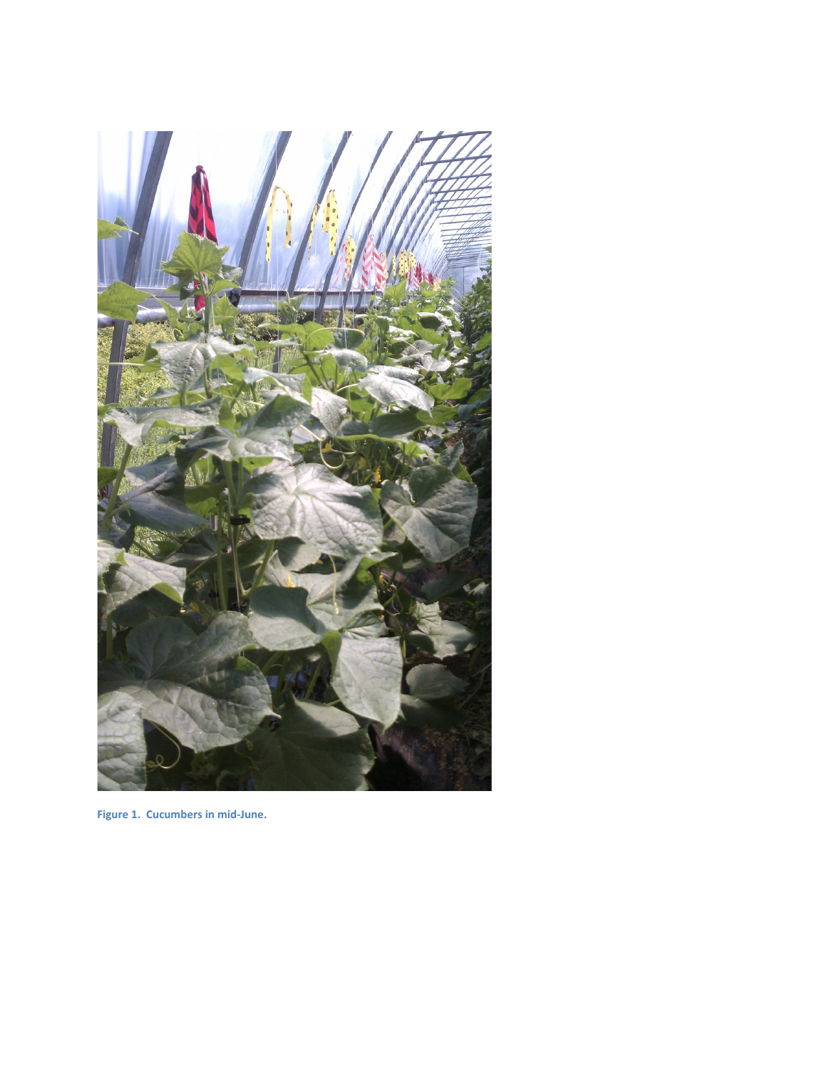Figure 1.  Cucumbers in mid-June.